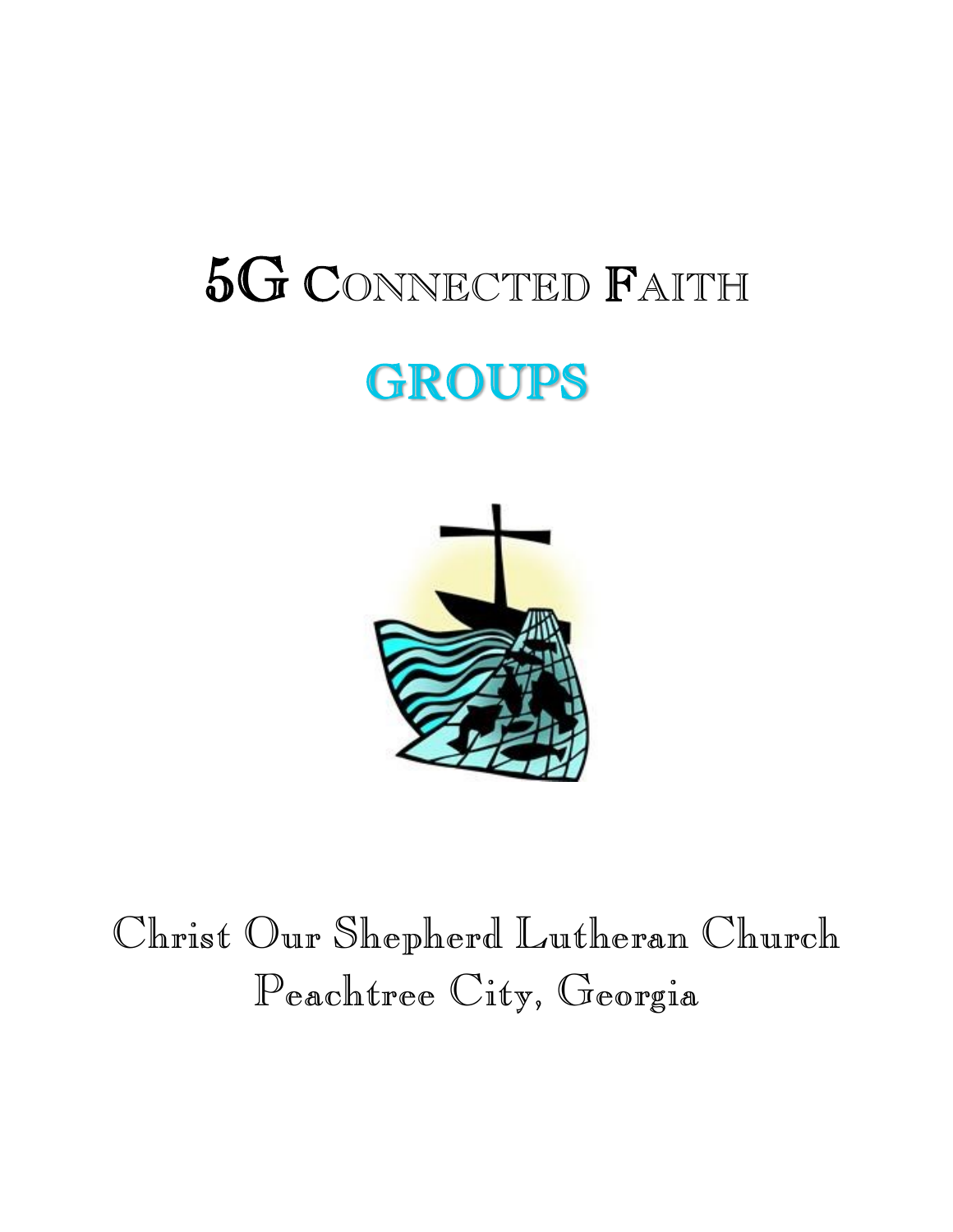# 5G Connected Faith

## GROUPS

Christ Our Shepherd Lutheran Church
Peachtree City, Georgia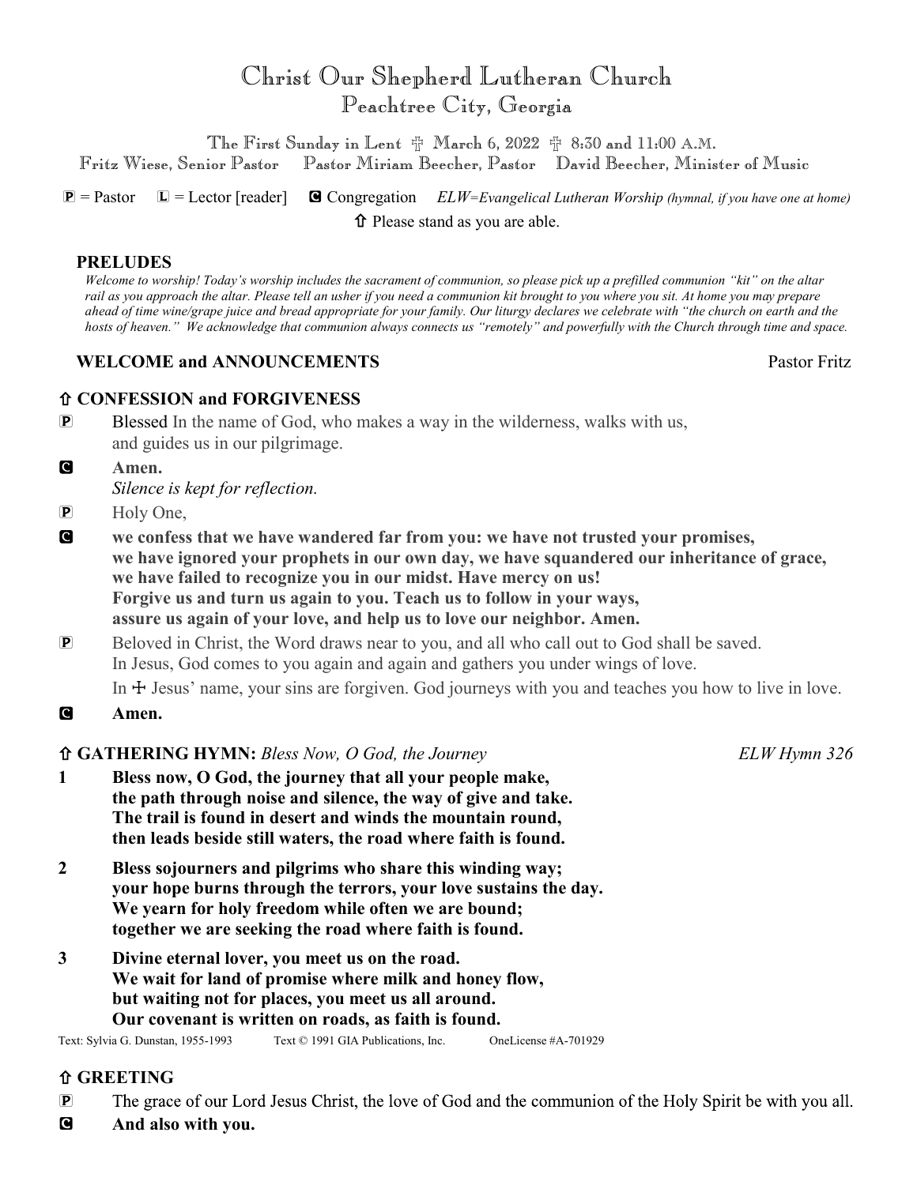# Christ Our Shepherd Lutheran Church
## Peachtree City, Georgia

The First Sunday in Lent ☩ March 6, 2022 ☩ 8:30 and 11:00 A.M.
Fritz Wiese, Senior Pastor     Pastor Miriam Beecher, Pastor     David Beecher, Minister of Music

**P** = Pastor  **L** = Lector [reader]  **C** Congregation  *ELW=Evangelical Lutheran Worship (hymnal, if you have one at home)*

⇧ Please stand as you are able.

### PRELUDES

*Welcome to worship! Today's worship includes the sacrament of communion, so please pick up a prefilled communion "kit" on the altar rail as you approach the altar. Please tell an usher if you need a communion kit brought to you where you sit. At home you may prepare ahead of time wine/grape juice and bread appropriate for your family. Our liturgy declares we celebrate with "the church on earth and the hosts of heaven." We acknowledge that communion always connects us "remotely" and powerfully with the Church through time and space.*

### WELCOME and ANNOUNCEMENTS — Pastor Fritz

### ⇧ CONFESSION and FORGIVENESS

**P** Blessed In the name of God, who makes a way in the wilderness, walks with us, and guides us in our pilgrimage.

**C** **Amen.**
*Silence is kept for reflection.*

**P** Holy One,

**C** **we confess that we have wandered far from you: we have not trusted your promises, we have ignored your prophets in our own day, we have squandered our inheritance of grace, we have failed to recognize you in our midst. Have mercy on us! Forgive us and turn us again to you. Teach us to follow in your ways, assure us again of your love, and help us to love our neighbor. Amen.**

**P** Beloved in Christ, the Word draws near to you, and all who call out to God shall be saved. In Jesus, God comes to you again and again and gathers you under wings of love.
In ☩ Jesus' name, your sins are forgiven. God journeys with you and teaches you how to live in love.

**C** **Amen.**

### ⇧ GATHERING HYMN: *Bless Now, O God, the Journey* — *ELW Hymn 326*

**1** **Bless now, O God, the journey that all your people make,**
**the path through noise and silence, the way of give and take.**
**The trail is found in desert and winds the mountain round,**
**then leads beside still waters, the road where faith is found.**

**2** **Bless sojourners and pilgrims who share this winding way;**
**your hope burns through the terrors, your love sustains the day.**
**We yearn for holy freedom while often we are bound;**
**together we are seeking the road where faith is found.**

**3** **Divine eternal lover, you meet us on the road.**
**We wait for land of promise where milk and honey flow,**
**but waiting not for places, you meet us all around.**
**Our covenant is written on roads, as faith is found.**

Text: Sylvia G. Dunstan, 1955-1993  Text © 1991 GIA Publications, Inc.  OneLicense #A-701929

### ⇧ GREETING

**P** The grace of our Lord Jesus Christ, the love of God and the communion of the Holy Spirit be with you all.

**C** **And also with you.**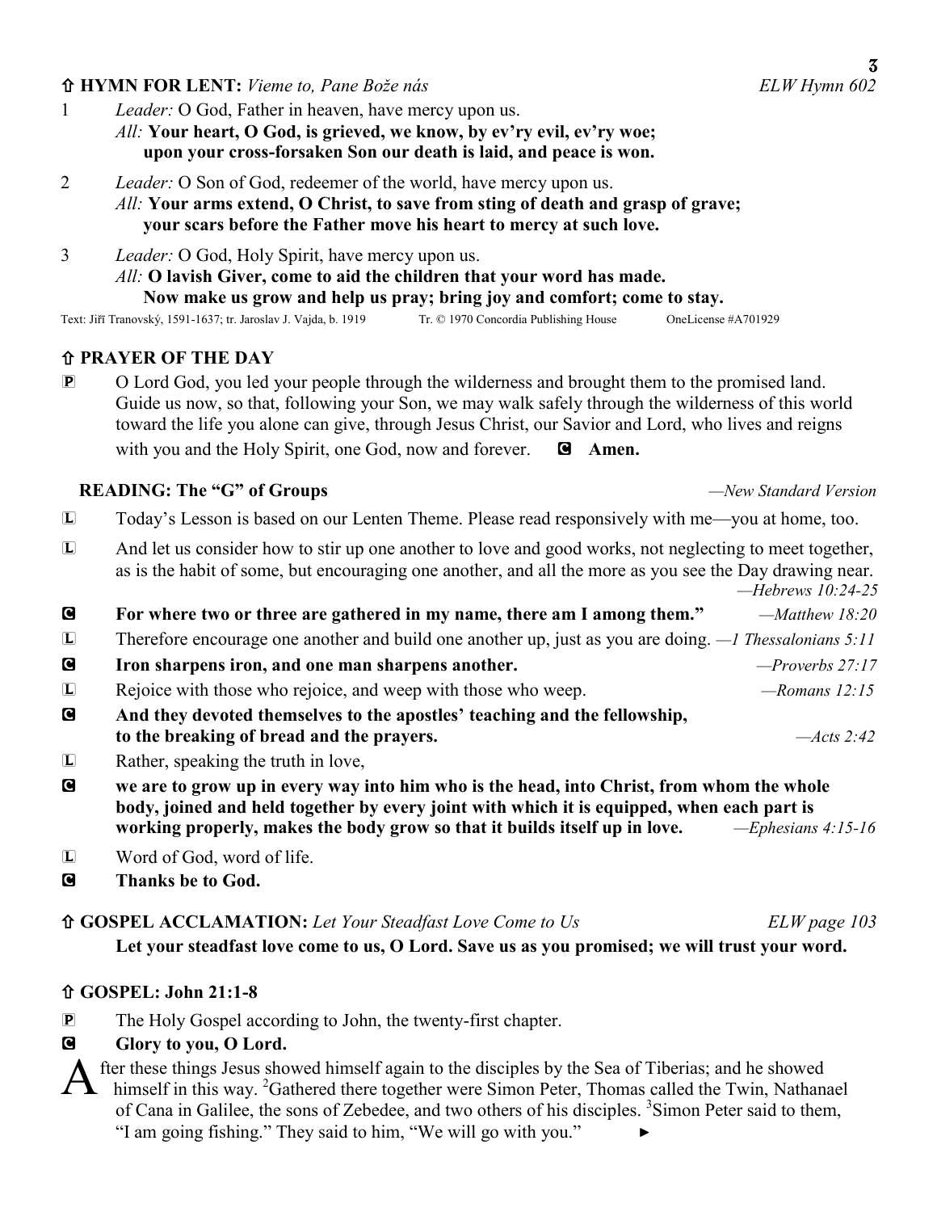## ⇧ HYMN FOR LENT: *Vieme to, Pane Bože nás* — *ELW Hymn 602*

1 *Leader:* O God, Father in heaven, have mercy upon us.
*All:* **Your heart, O God, is grieved, we know, by ev'ry evil, ev'ry woe; upon your cross-forsaken Son our death is laid, and peace is won.**

2 *Leader:* O Son of God, redeemer of the world, have mercy upon us.
*All:* **Your arms extend, O Christ, to save from sting of death and grasp of grave; your scars before the Father move his heart to mercy at such love.**

3 *Leader:* O God, Holy Spirit, have mercy upon us.
*All:* **O lavish Giver, come to aid the children that your word has made. Now make us grow and help us pray; bring joy and comfort; come to stay.**

Text: Jiří Tranovský, 1591-1637; tr. Jaroslav J. Vajda, b. 1919 Tr. © 1970 Concordia Publishing House OneLicense #A701929

## ⇧ PRAYER OF THE DAY

P O Lord God, you led your people through the wilderness and brought them to the promised land. Guide us now, so that, following your Son, we may walk safely through the wilderness of this world toward the life you alone can give, through Jesus Christ, our Savior and Lord, who lives and reigns with you and the Holy Spirit, one God, now and forever. C **Amen.**

## READING: The "G" of Groups — *New Standard Version*

L Today's Lesson is based on our Lenten Theme. Please read responsively with me—you at home, too.

L And let us consider how to stir up one another to love and good works, not neglecting to meet together, as is the habit of some, but encouraging one another, and all the more as you see the Day drawing near. —*Hebrews 10:24-25*

C **For where two or three are gathered in my name, there am I among them."** —*Matthew 18:20*

L Therefore encourage one another and build one another up, just as you are doing. —*1 Thessalonians 5:11*

C **Iron sharpens iron, and one man sharpens another.** —*Proverbs 27:17*

L Rejoice with those who rejoice, and weep with those who weep. —*Romans 12:15*

C **And they devoted themselves to the apostles' teaching and the fellowship, to the breaking of bread and the prayers.** —*Acts 2:42*

L Rather, speaking the truth in love,

C **we are to grow up in every way into him who is the head, into Christ, from whom the whole body, joined and held together by every joint with which it is equipped, when each part is working properly, makes the body grow so that it builds itself up in love.** —*Ephesians 4:15-16*

L Word of God, word of life.

C **Thanks be to God.**

## ⇧ GOSPEL ACCLAMATION: *Let Your Steadfast Love Come to Us* — *ELW page 103*

**Let your steadfast love come to us, O Lord. Save us as you promised; we will trust your word.**

## ⇧ GOSPEL: John 21:1-8

P The Holy Gospel according to John, the twenty-first chapter.

C **Glory to you, O Lord.**

After these things Jesus showed himself again to the disciples by the Sea of Tiberias; and he showed himself in this way. [2]Gathered there together were Simon Peter, Thomas called the Twin, Nathanael of Cana in Galilee, the sons of Zebedee, and two others of his disciples. [3]Simon Peter said to them, "I am going fishing." They said to him, "We will go with you." ►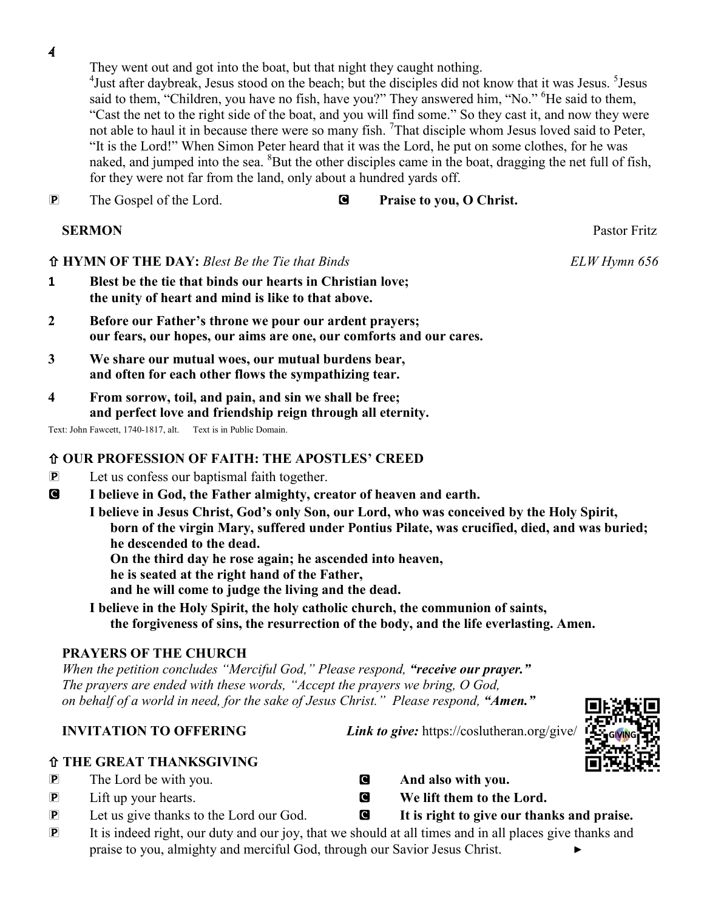They went out and got into the boat, but that night they caught nothing. [4]Just after daybreak, Jesus stood on the beach; but the disciples did not know that it was Jesus. [5]Jesus said to them, "Children, you have no fish, have you?" They answered him, "No." [6]He said to them, "Cast the net to the right side of the boat, and you will find some." So they cast it, and now they were not able to haul it in because there were so many fish. [7]That disciple whom Jesus loved said to Peter, "It is the Lord!" When Simon Peter heard that it was the Lord, he put on some clothes, for he was naked, and jumped into the sea. [8]But the other disciples came in the boat, dragging the net full of fish, for they were not far from the land, only about a hundred yards off.

P The Gospel of the Lord. C **Praise to you, O Christ.**

**SERMON** Pastor Fritz

⇧ **HYMN OF THE DAY:** *Blest Be the Tie that Binds* *ELW Hymn 656*

**1 Blest be the tie that binds our hearts in Christian love;
the unity of heart and mind is like to that above.**

**2 Before our Father's throne we pour our ardent prayers;
our fears, our hopes, our aims are one, our comforts and our cares.**

**3 We share our mutual woes, our mutual burdens bear,
and often for each other flows the sympathizing tear.**

**4 From sorrow, toil, and pain, and sin we shall be free;
and perfect love and friendship reign through all eternity.**

Text: John Fawcett, 1740-1817, alt. Text is in Public Domain.

⇧ **OUR PROFESSION OF FAITH: THE APOSTLES' CREED**

P Let us confess our baptismal faith together.

C **I believe in God, the Father almighty, creator of heaven and earth.
I believe in Jesus Christ, God's only Son, our Lord, who was conceived by the Holy Spirit, born of the virgin Mary, suffered under Pontius Pilate, was crucified, died, and was buried; he descended to the dead.
On the third day he rose again; he ascended into heaven,
he is seated at the right hand of the Father,
and he will come to judge the living and the dead.
I believe in the Holy Spirit, the holy catholic church, the communion of saints, the forgiveness of sins, the resurrection of the body, and the life everlasting. Amen.**

**PRAYERS OF THE CHURCH**

*When the petition concludes "Merciful God," Please respond,* ***"receive our prayer."***
*The prayers are ended with these words, "Accept the prayers we bring, O God, on behalf of a world in need, for the sake of Jesus Christ." Please respond,* ***"Amen."***

**INVITATION TO OFFERING** ***Link to give:*** https://coslutheran.org/give/

⇧ **THE GREAT THANKSGIVING**

P The Lord be with you. C **And also with you.**

P Lift up your hearts. C **We lift them to the Lord.**

P Let us give thanks to the Lord our God. C **It is right to give our thanks and praise.**

P It is indeed right, our duty and our joy, that we should at all times and in all places give thanks and praise to you, almighty and merciful God, through our Savior Jesus Christ. ►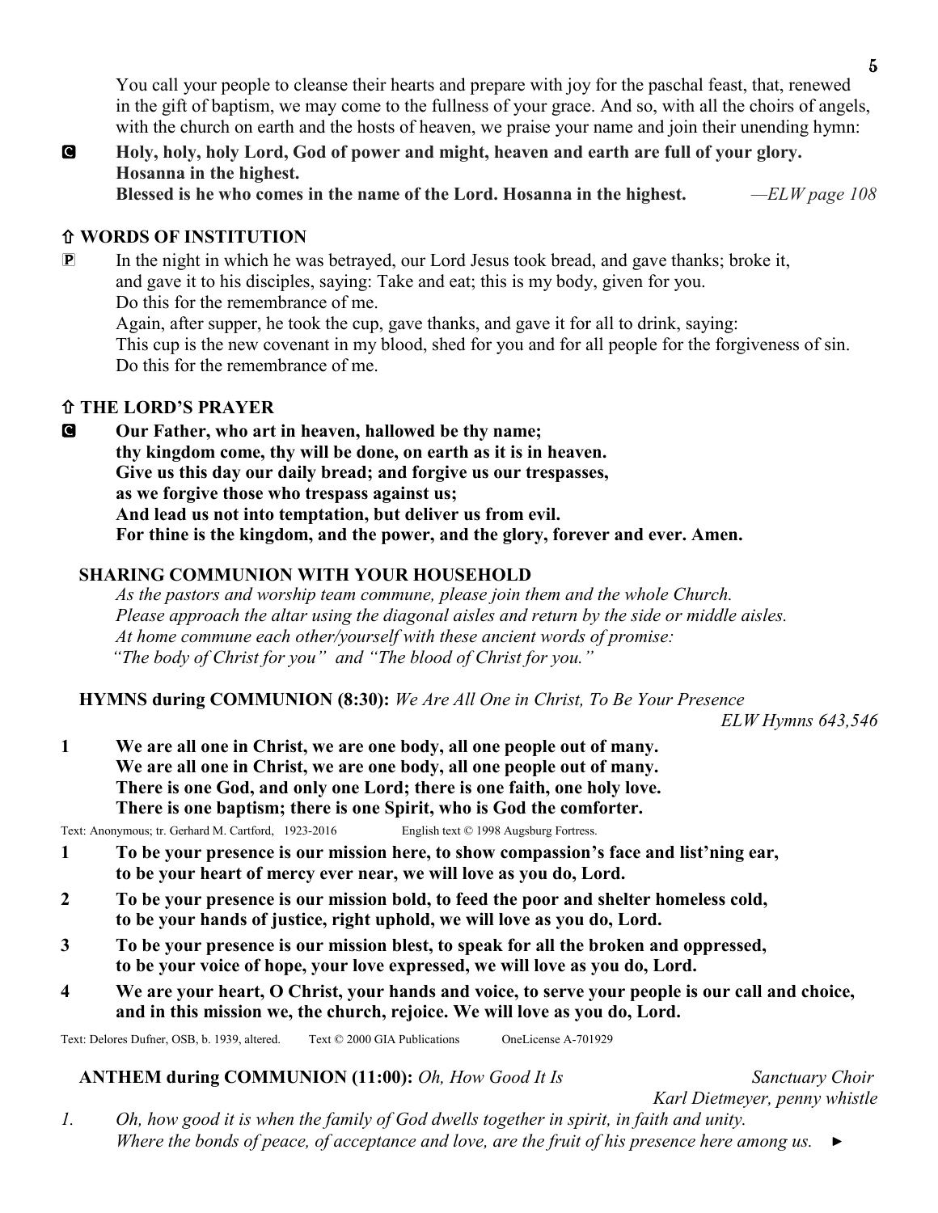You call your people to cleanse their hearts and prepare with joy for the paschal feast, that, renewed in the gift of baptism, we may come to the fullness of your grace. And so, with all the choirs of angels, with the church on earth and the hosts of heaven, we praise your name and join their unending hymn:

**C** **Holy, holy, holy Lord, God of power and might, heaven and earth are full of your glory. Hosanna in the highest.**
**Blessed is he who comes in the name of the Lord. Hosanna in the highest.** *—ELW page 108*

## ⇧ WORDS OF INSTITUTION

**P** In the night in which he was betrayed, our Lord Jesus took bread, and gave thanks; broke it, and gave it to his disciples, saying: Take and eat; this is my body, given for you.
Do this for the remembrance of me.
Again, after supper, he took the cup, gave thanks, and gave it for all to drink, saying:
This cup is the new covenant in my blood, shed for you and for all people for the forgiveness of sin.
Do this for the remembrance of me.

## ⇧ THE LORD'S PRAYER

**C** **Our Father, who art in heaven, hallowed be thy name;**
**thy kingdom come, thy will be done, on earth as it is in heaven.**
**Give us this day our daily bread; and forgive us our trespasses,**
**as we forgive those who trespass against us;**
**And lead us not into temptation, but deliver us from evil.**
**For thine is the kingdom, and the power, and the glory, forever and ever. Amen.**

## SHARING COMMUNION WITH YOUR HOUSEHOLD

*As the pastors and worship team commune, please join them and the whole Church.*
*Please approach the altar using the diagonal aisles and return by the side or middle aisles.*
*At home commune each other/yourself with these ancient words of promise:*
*"The body of Christ for you" and "The blood of Christ for you."*

**HYMNS during COMMUNION (8:30):** *We Are All One in Christ, To Be Your Presence* *ELW Hymns 643,546*

**1** **We are all one in Christ, we are one body, all one people out of many.**
**We are all one in Christ, we are one body, all one people out of many.**
**There is one God, and only one Lord; there is one faith, one holy love.**
**There is one baptism; there is one Spirit, who is God the comforter.**

Text: Anonymous; tr. Gerhard M. Cartford, 1923-2016 English text © 1998 Augsburg Fortress.

**1** **To be your presence is our mission here, to show compassion's face and list'ning ear,**
**to be your heart of mercy ever near, we will love as you do, Lord.**

**2** **To be your presence is our mission bold, to feed the poor and shelter homeless cold,**
**to be your hands of justice, right uphold, we will love as you do, Lord.**

**3** **To be your presence is our mission blest, to speak for all the broken and oppressed,**
**to be your voice of hope, your love expressed, we will love as you do, Lord.**

**4** **We are your heart, O Christ, your hands and voice, to serve your people is our call and choice,**
**and in this mission we, the church, rejoice. We will love as you do, Lord.**

Text: Delores Dufner, OSB, b. 1939, altered. Text © 2000 GIA Publications OneLicense A-701929

**ANTHEM during COMMUNION (11:00):** *Oh, How Good It Is* *Sanctuary Choir*
*Karl Dietmeyer, penny whistle*

*1. Oh, how good it is when the family of God dwells together in spirit, in faith and unity.*
*Where the bonds of peace, of acceptance and love, are the fruit of his presence here among us.* ►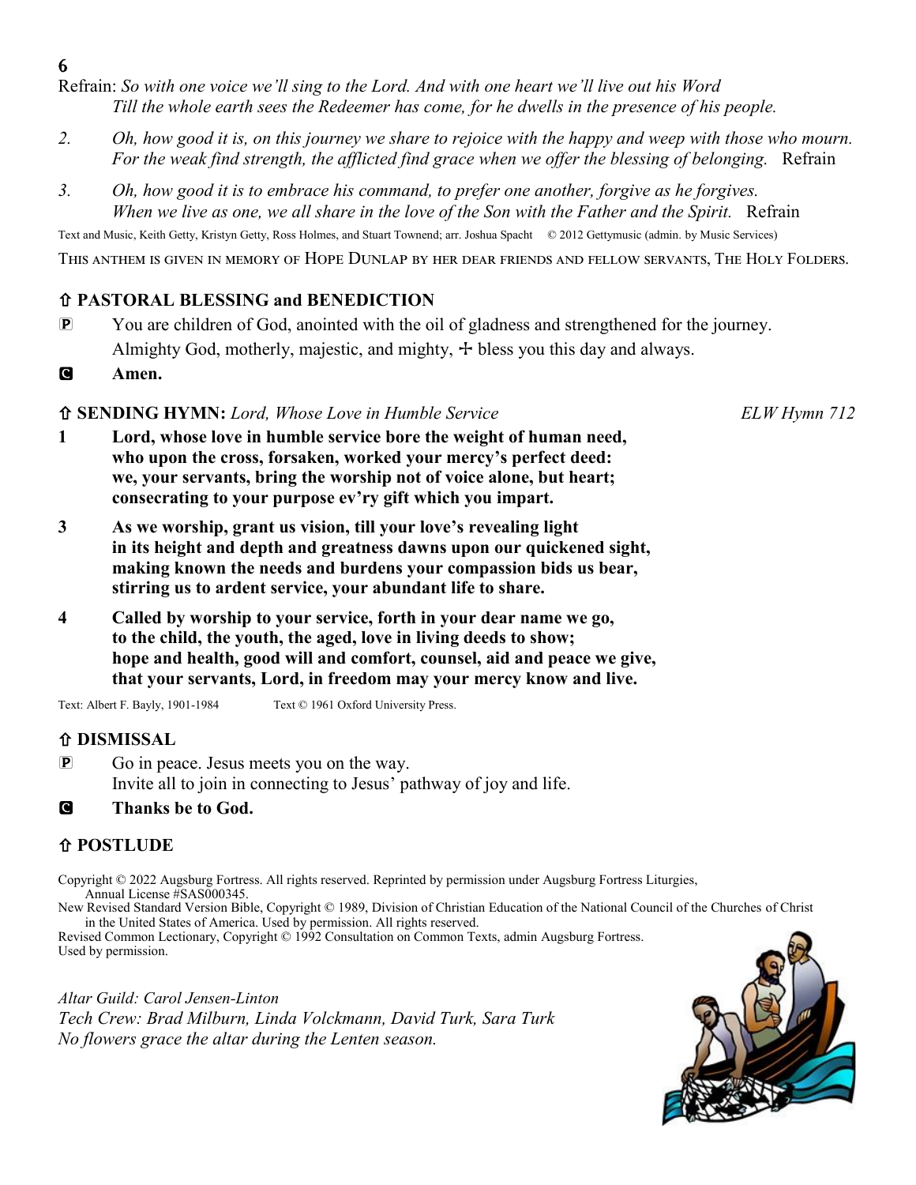Refrain: *So with one voice we'll sing to the Lord. And with one heart we'll live out his Word*
*Till the whole earth sees the Redeemer has come, for he dwells in the presence of his people.*

2. *Oh, how good it is, on this journey we share to rejoice with the happy and weep with those who mourn.*
   *For the weak find strength, the afflicted find grace when we offer the blessing of belonging.* Refrain

3. *Oh, how good it is to embrace his command, to prefer one another, forgive as he forgives.*
   *When we live as one, we all share in the love of the Son with the Father and the Spirit.* Refrain

Text and Music, Keith Getty, Kristyn Getty, Ross Holmes, and Stuart Townend; arr. Joshua Spacht © 2012 Gettymusic (admin. by Music Services)

This anthem is given in memory of Hope Dunlap by her dear friends and fellow servants, The Holy Folders.

### ⇧ PASTORAL BLESSING and BENEDICTION

P You are children of God, anointed with the oil of gladness and strengthened for the journey.
Almighty God, motherly, majestic, and mighty, ☩ bless you this day and always.

C **Amen.**

### ⇧ SENDING HYMN: *Lord, Whose Love in Humble Service* — *ELW Hymn 712*

**1 Lord, whose love in humble service bore the weight of human need,**
**who upon the cross, forsaken, worked your mercy's perfect deed:**
**we, your servants, bring the worship not of voice alone, but heart;**
**consecrating to your purpose ev'ry gift which you impart.**

**3 As we worship, grant us vision, till your love's revealing light**
**in its height and depth and greatness dawns upon our quickened sight,**
**making known the needs and burdens your compassion bids us bear,**
**stirring us to ardent service, your abundant life to share.**

**4 Called by worship to your service, forth in your dear name we go,**
**to the child, the youth, the aged, love in living deeds to show;**
**hope and health, good will and comfort, counsel, aid and peace we give,**
**that your servants, Lord, in freedom may your mercy know and live.**

Text: Albert F. Bayly, 1901-1984 Text © 1961 Oxford University Press.

### ⇧ DISMISSAL

P Go in peace. Jesus meets you on the way.
Invite all to join in connecting to Jesus' pathway of joy and life.

C **Thanks be to God.**

### ⇧ POSTLUDE

Copyright © 2022 Augsburg Fortress. All rights reserved. Reprinted by permission under Augsburg Fortress Liturgies, Annual License #SAS000345.
New Revised Standard Version Bible, Copyright © 1989, Division of Christian Education of the National Council of the Churches of Christ in the United States of America. Used by permission. All rights reserved.
Revised Common Lectionary, Copyright © 1992 Consultation on Common Texts, admin Augsburg Fortress. Used by permission.

*Altar Guild: Carol Jensen-Linton*
*Tech Crew: Brad Milburn, Linda Volckmann, David Turk, Sara Turk*
*No flowers grace the altar during the Lenten season.*